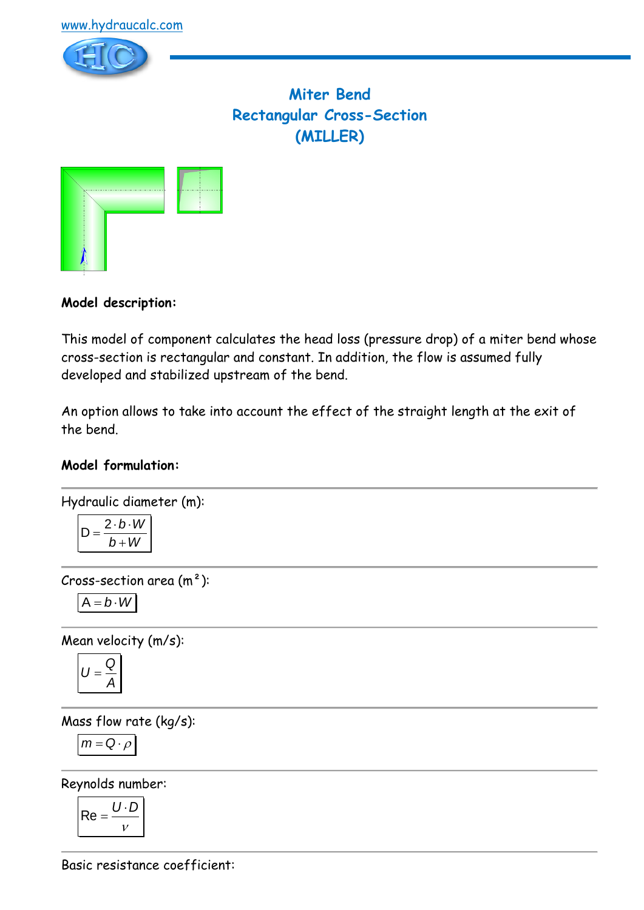www.hydraucalc.com

# Miter Bend
# Rectangular Cross-Section
# (MILLER)

**Model description:**

This model of component calculates the head loss (pressure drop) of a miter bend whose cross-section is rectangular and constant. In addition, the flow is assumed fully developed and stabilized upstream of the bend.

An option allows to take into account the effect of the straight length at the exit of the bend.

**Model formulation:**

Hydraulic diameter (m):

$$D = \frac{2 \cdot b \cdot W}{b + W}$$

Cross-section area (m²):

$$A = b \cdot W$$

Mean velocity (m/s):

$$U = \frac{Q}{A}$$

Mass flow rate (kg/s):

$$m = Q \cdot \rho$$

Reynolds number:

$$\mathrm{Re} = \frac{U \cdot D}{\nu}$$

Basic resistance coefficient: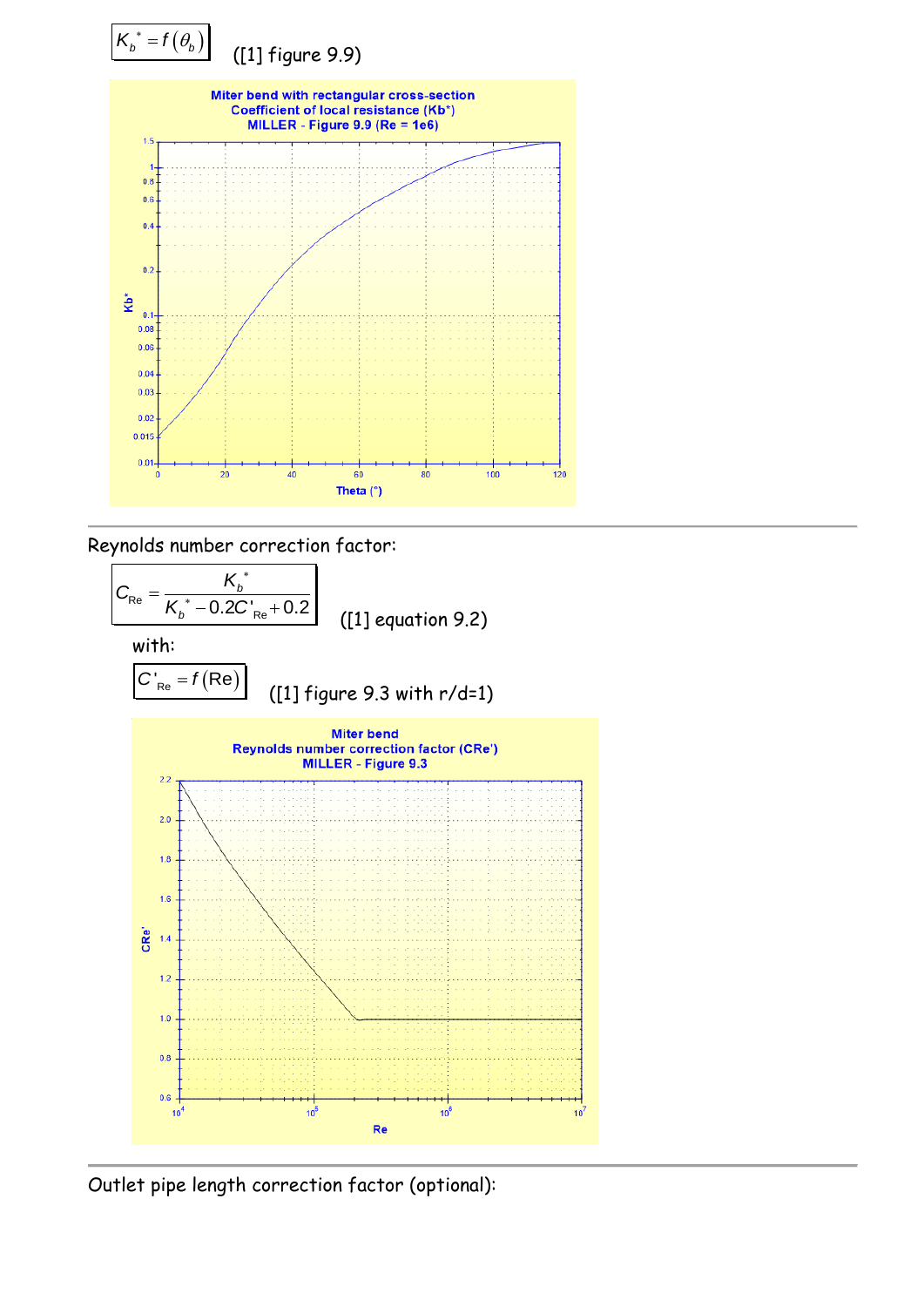$$K_b^* = f(\theta_b)$$ ([1] figure 9.9)

Miter bend with rectangular cross-section
Coefficient of local resistance (Kb*)
MILLER - Figure 9.9 (Re = 1e6)

---

Reynolds number correction factor:

$$C_{\mathrm{Re}} = \frac{K_b^*}{K_b^* - 0.2C'_{\mathrm{Re}} + 0.2}$$ ([1] equation 9.2)

with:

$$C'_{\mathrm{Re}} = f(\mathrm{Re})$$ ([1] figure 9.3 with r/d=1)

Miter bend
Reynolds number correction factor (CRe')
MILLER - Figure 9.3

---

Outlet pipe length correction factor (optional):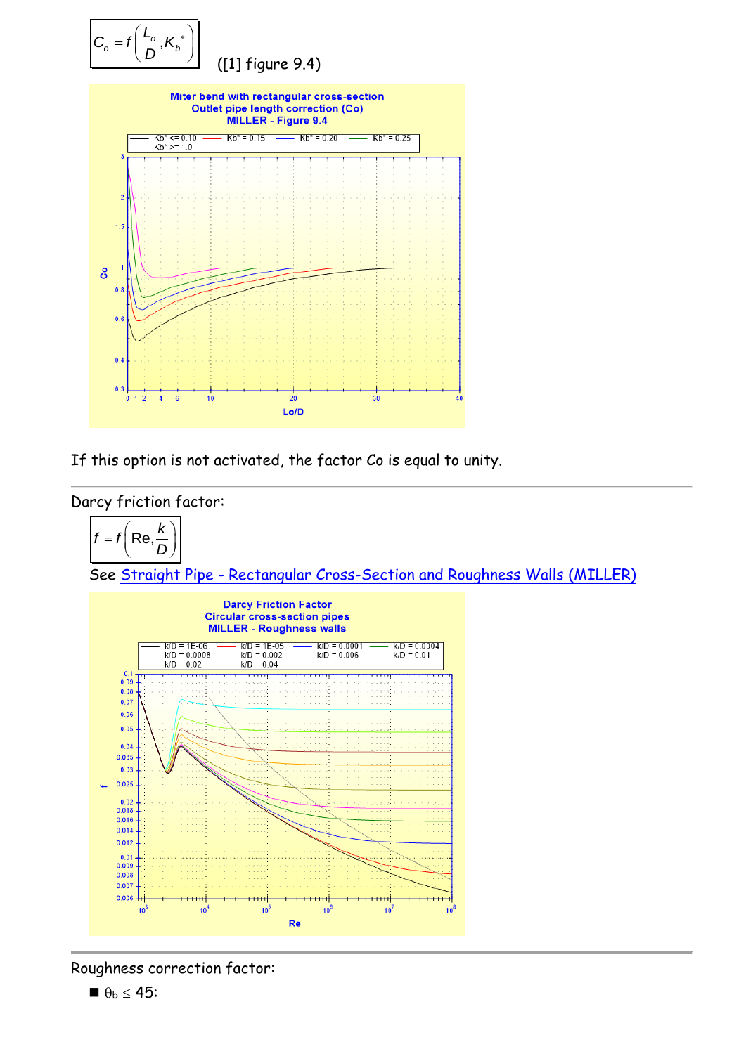$$C_o = f\left(\frac{L_o}{D}, K_b^*\right)$$

([1] figure 9.4)

If this option is not activated, the factor Co is equal to unity.

---

Darcy friction factor:

$$f = f\left(\text{Re}, \frac{k}{D}\right)$$

See Straight Pipe - Rectangular Cross-Section and Roughness Walls (MILLER)

---

Roughness correction factor:

- $\theta_b \leq 45$: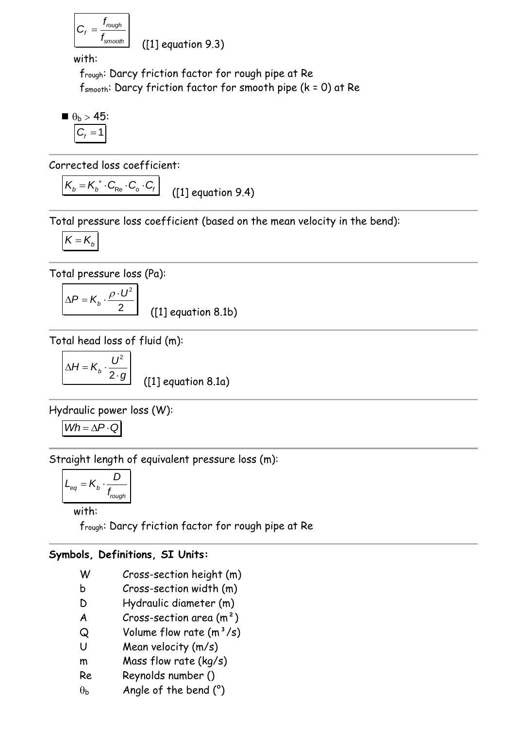$$C_f = \frac{f_{rough}}{f_{smooth}}$$ ([1] equation 9.3)

with:

$f_{rough}$: Darcy friction factor for rough pipe at Re

$f_{smooth}$: Darcy friction factor for smooth pipe (k = 0) at Re

- $\theta_b > 45$:

$$C_f = 1$$

---

Corrected loss coefficient:

$$K_b = K_b^* \cdot C_{Re} \cdot C_o \cdot C_f$$ ([1] equation 9.4)

---

Total pressure loss coefficient (based on the mean velocity in the bend):

$$K = K_b$$

---

Total pressure loss (Pa):

$$\Delta P = K_b \cdot \frac{\rho \cdot U^2}{2}$$ ([1] equation 8.1b)

---

Total head loss of fluid (m):

$$\Delta H = K_b \cdot \frac{U^2}{2 \cdot g}$$ ([1] equation 8.1a)

---

Hydraulic power loss (W):

$$Wh = \Delta P \cdot Q$$

---

Straight length of equivalent pressure loss (m):

$$L_{eq} = K_b \cdot \frac{D}{f_{rough}}$$

with:

$f_{rough}$: Darcy friction factor for rough pipe at Re

---

**Symbols, Definitions, SI Units:**

| | |
|---|---|
| W | Cross-section height (m) |
| b | Cross-section width (m) |
| D | Hydraulic diameter (m) |
| A | Cross-section area (m²) |
| Q | Volume flow rate (m³/s) |
| U | Mean velocity (m/s) |
| m | Mass flow rate (kg/s) |
| Re | Reynolds number () |
| $\theta_b$ | Angle of the bend (°) |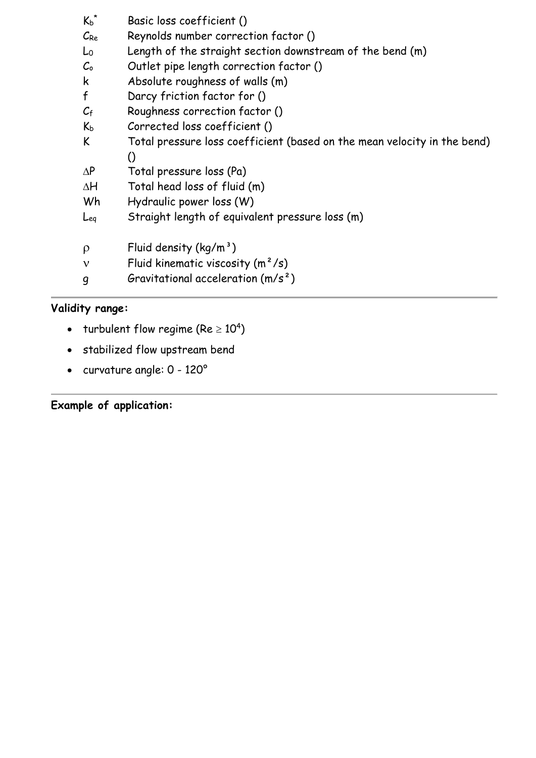| Symbol | Description |
|---|---|
| $K_b^*$ | Basic loss coefficient () |
| $C_{Re}$ | Reynolds number correction factor () |
| $L_0$ | Length of the straight section downstream of the bend (m) |
| $C_o$ | Outlet pipe length correction factor () |
| $k$ | Absolute roughness of walls (m) |
| $f$ | Darcy friction factor for () |
| $C_f$ | Roughness correction factor () |
| $K_b$ | Corrected loss coefficient () |
| $K$ | Total pressure loss coefficient (based on the mean velocity in the bend) () |
| $\Delta P$ | Total pressure loss (Pa) |
| $\Delta H$ | Total head loss of fluid (m) |
| $Wh$ | Hydraulic power loss (W) |
| $L_{eq}$ | Straight length of equivalent pressure loss (m) |
| $\rho$ | Fluid density (kg/m³) |
| $\nu$ | Fluid kinematic viscosity (m²/s) |
| $g$ | Gravitational acceleration (m/s²) |

**Validity range:**

- turbulent flow regime ($Re \geq 10^4$)
- stabilized flow upstream bend
- curvature angle: 0 - 120°

**Example of application:**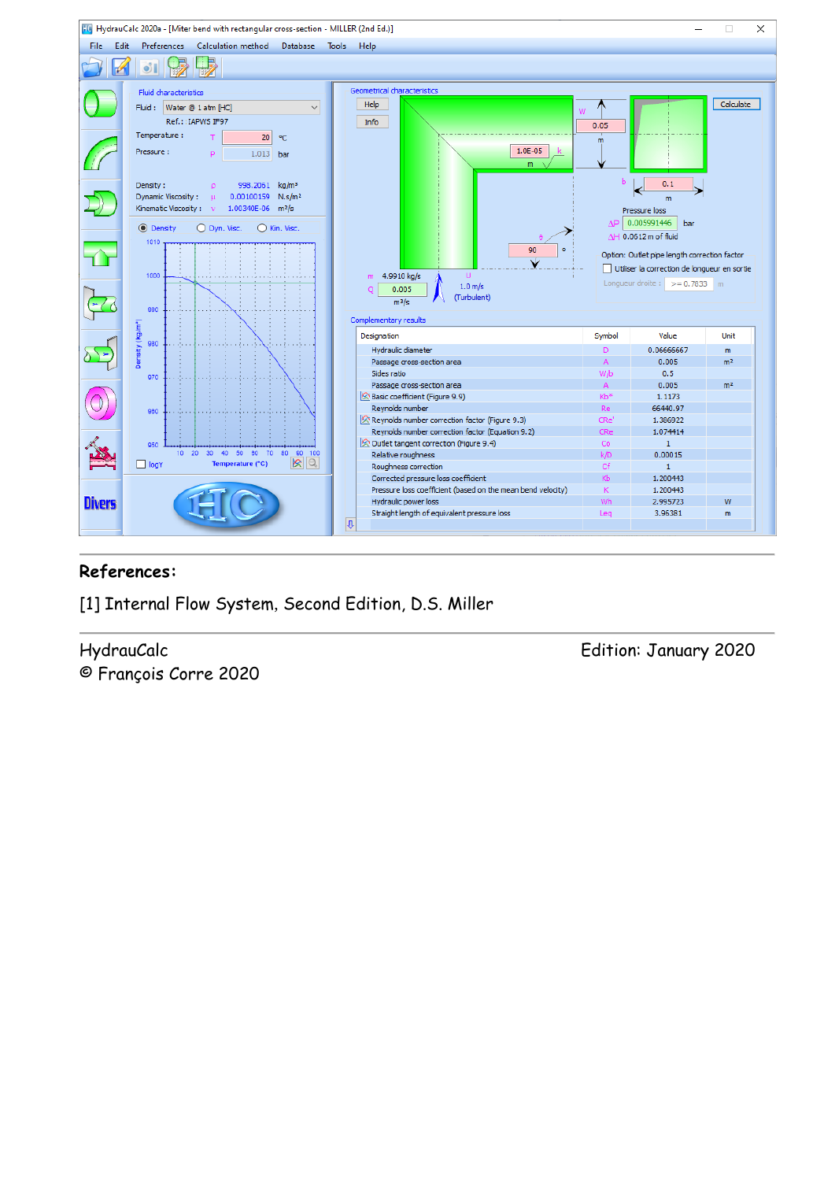HydrauCalc 2020a - [Miter bend with rectangular cross-section - MILLER (2nd Ed.)]

File Edit Preferences Calculation method Database Tools Help

**Fluid characteristics**

Fluid : Water @ 1 atm [HC]

Ref.: IAPWS IF97

Temperature : T 20 °C

Pressure : P 1.013 bar

Density : ρ 998.2061 kg/m³

Dynamic Viscosity : μ 0.00100159 N.s/m²

Kinematic Viscosity : ν 1.00340E-06 m²/s

Density | Dyn. Visc. | Kin. Visc.

1010
1000
990
980
970
960
950
Density (kg/m³)
10 20 30 40 50 60 70 80 90 100
Temperature (°C)
logY

**Geometrical characteristics**

Help

Info

W 0.05 m

k 1.0E-05 m

b 0.1 m

θ 90 °

m 4.9910 kg/s

Q 0.005 m³/s

U 1.0 m/s (Turbulent)

Calculate

Pressure loss

ΔP 0.005991446 bar

ΔH 0.0612 m of fluid

Option: Outlet pipe length correction factor

Utiliser la correction de longueur en sortie

Longueur droite : >= 0.7833 m

**Complementary results**

| Designation | Symbol | Value | Unit |
|---|---|---|---|
| Hydraulic diameter | D | 0.06666667 | m |
| Passage cross-section area | A | 0.005 | m² |
| Sides ratio | W/b | 0.5 | |
| Passage cross-section area | A | 0.005 | m² |
| Basic coefficient (Figure 9.9) | Kb* | 1.1173 | |
| Reynolds number | Re | 66440.97 | |
| Reynolds number correction factor (Figure 9.3) | CRe' | 1.386922 | |
| Reynolds number correction factor (Equation 9.2) | CRe | 1.074414 | |
| Outlet tangent correction (Figure 9.4) | Co | 1 | |
| Relative roughness | k/D | 0.00015 | |
| Roughness correction | Cf | 1 | |
| Corrected pressure loss coefficient | Kb | 1.200443 | |
| Pressure loss coefficient (based on the mean bend velocity) | K | 1.200443 | |
| Hydraulic power loss | Wh | 2.995723 | W |
| Straight length of equivalent pressure loss | Leq | 3.96381 | m |

## References:

[1] Internal Flow System, Second Edition, D.S. Miller